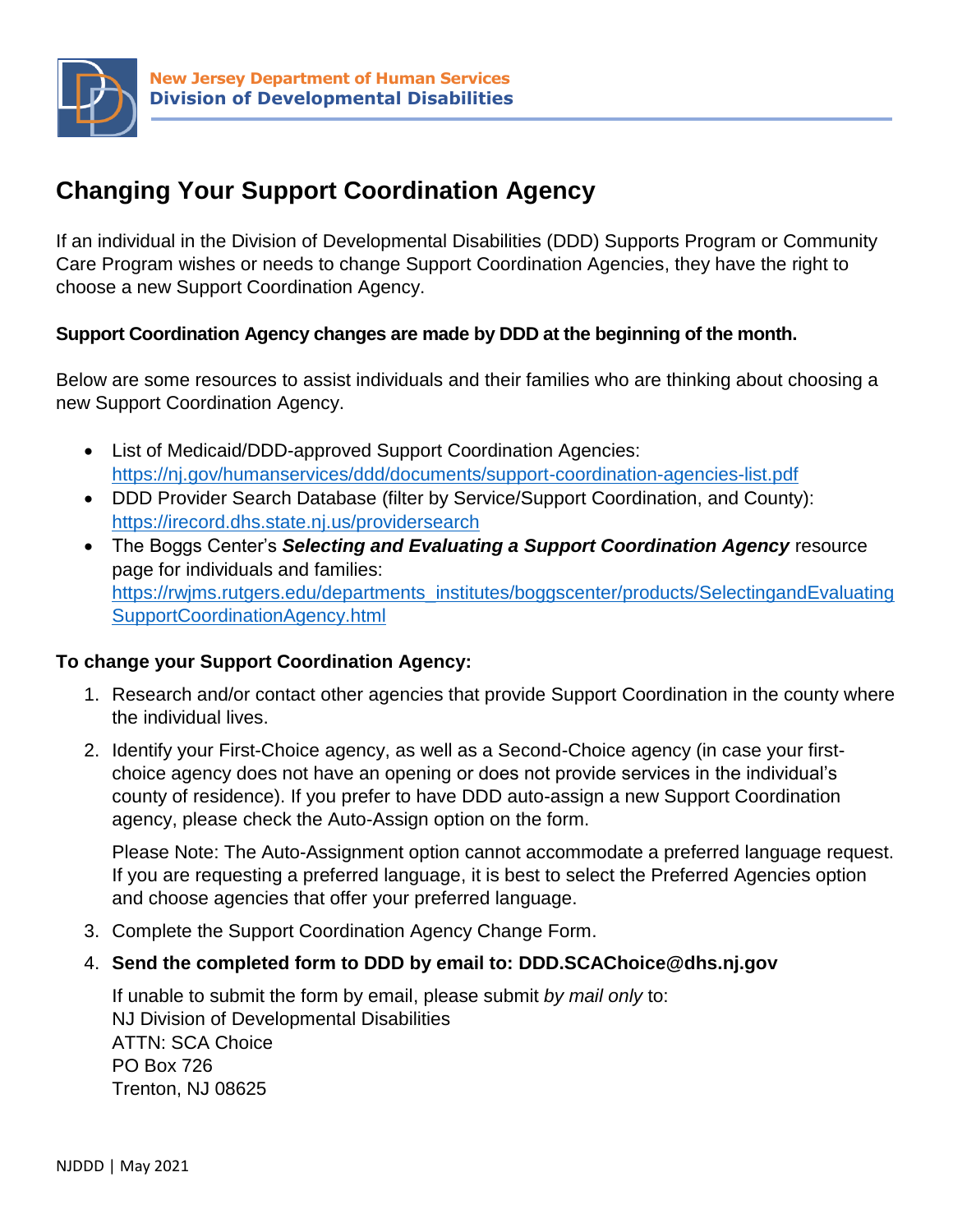New Jersey Department of Human Services
**Division of Developmental Disabilities**

# Changing Your Support Coordination Agency

If an individual in the Division of Developmental Disabilities (DDD) Supports Program or Community Care Program wishes or needs to change Support Coordination Agencies, they have the right to choose a new Support Coordination Agency.

**Support Coordination Agency changes are made by DDD at the beginning of the month.**

Below are some resources to assist individuals and their families who are thinking about choosing a new Support Coordination Agency.

- List of Medicaid/DDD-approved Support Coordination Agencies: https://nj.gov/humanservices/ddd/documents/support-coordination-agencies-list.pdf
- DDD Provider Search Database (filter by Service/Support Coordination, and County): https://irecord.dhs.state.nj.us/providersearch
- The Boggs Center's ***Selecting and Evaluating a Support Coordination Agency*** resource page for individuals and families: https://rwjms.rutgers.edu/departments_institutes/boggscenter/products/SelectingandEvaluatingSupportCoordinationAgency.html

**To change your Support Coordination Agency:**

1. Research and/or contact other agencies that provide Support Coordination in the county where the individual lives.
2. Identify your First-Choice agency, as well as a Second-Choice agency (in case your first-choice agency does not have an opening or does not provide services in the individual's county of residence). If you prefer to have DDD auto-assign a new Support Coordination agency, please check the Auto-Assign option on the form.

   Please Note: The Auto-Assignment option cannot accommodate a preferred language request. If you are requesting a preferred language, it is best to select the Preferred Agencies option and choose agencies that offer your preferred language.
3. Complete the Support Coordination Agency Change Form.
4. **Send the completed form to DDD by email to: DDD.SCAChoice@dhs.nj.gov**

   If unable to submit the form by email, please submit *by mail only* to:
   NJ Division of Developmental Disabilities
   ATTN: SCA Choice
   PO Box 726
   Trenton, NJ 08625

NJDDD | May 2021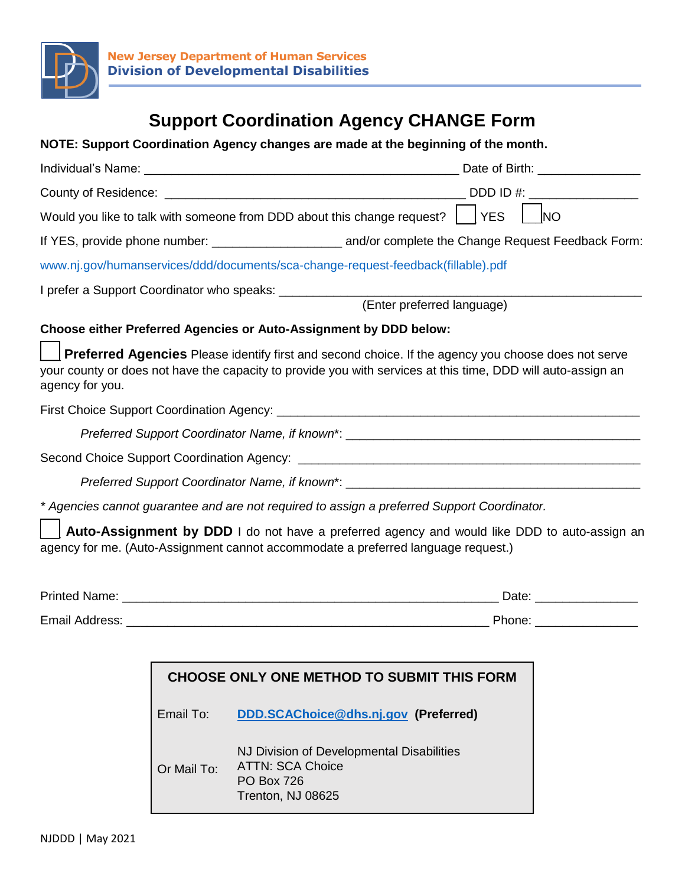New Jersey Department of Human Services
**Division of Developmental Disabilities**

# Support Coordination Agency CHANGE Form

**NOTE: Support Coordination Agency changes are made at the beginning of the month.**

Individual's Name: _______________________________________________ Date of Birth: _______________

County of Residence: ______________________________________________ DDD ID #: ________________

Would you like to talk with someone from DDD about this change request? ☐ YES ☐ NO

If YES, provide phone number: ___________________ and/or complete the Change Request Feedback Form:

www.nj.gov/humanservices/ddd/documents/sca-change-request-feedback(fillable).pdf

I prefer a Support Coordinator who speaks: _______________________________________________________
(Enter preferred language)

**Choose either Preferred Agencies or Auto-Assignment by DDD below:**

☐ **Preferred Agencies** Please identify first and second choice. If the agency you choose does not serve your county or does not have the capacity to provide you with services at this time, DDD will auto-assign an agency for you.

First Choice Support Coordination Agency: _______________________________________________________

*Preferred Support Coordinator Name, if known*\*: ____________________________________________

Second Choice Support Coordination Agency: ____________________________________________________

*Preferred Support Coordinator Name, if known*\*: ____________________________________________

*\* Agencies cannot guarantee and are not required to assign a preferred Support Coordinator.*

☐ **Auto-Assignment by DDD** I do not have a preferred agency and would like DDD to auto-assign an agency for me. (Auto-Assignment cannot accommodate a preferred language request.)

Printed Name: _________________________________________________________ Date: _______________

Email Address: ______________________________________________________ Phone: _______________

**CHOOSE ONLY ONE METHOD TO SUBMIT THIS FORM**

| | |
|---|---|
| Email To: | **DDD.SCAChoice@dhs.nj.gov (Preferred)** |
| Or Mail To: | NJ Division of Developmental Disabilities<br>ATTN: SCA Choice<br>PO Box 726<br>Trenton, NJ 08625 |

NJDDD | May 2021